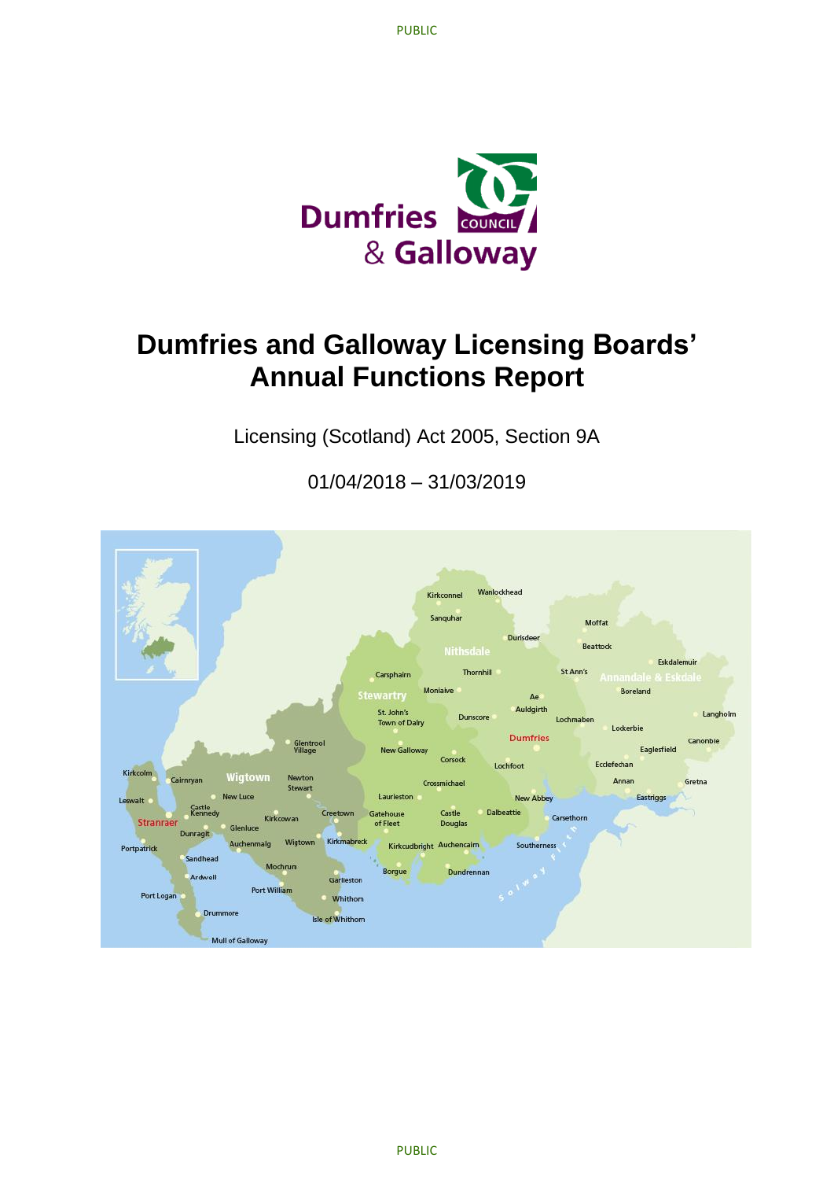# Dumfries and Galloway Licensing Boards' Annual Functions Report

Licensing (Scotland) Act 2005, Section 9A

01/04/2018 – 31/03/2019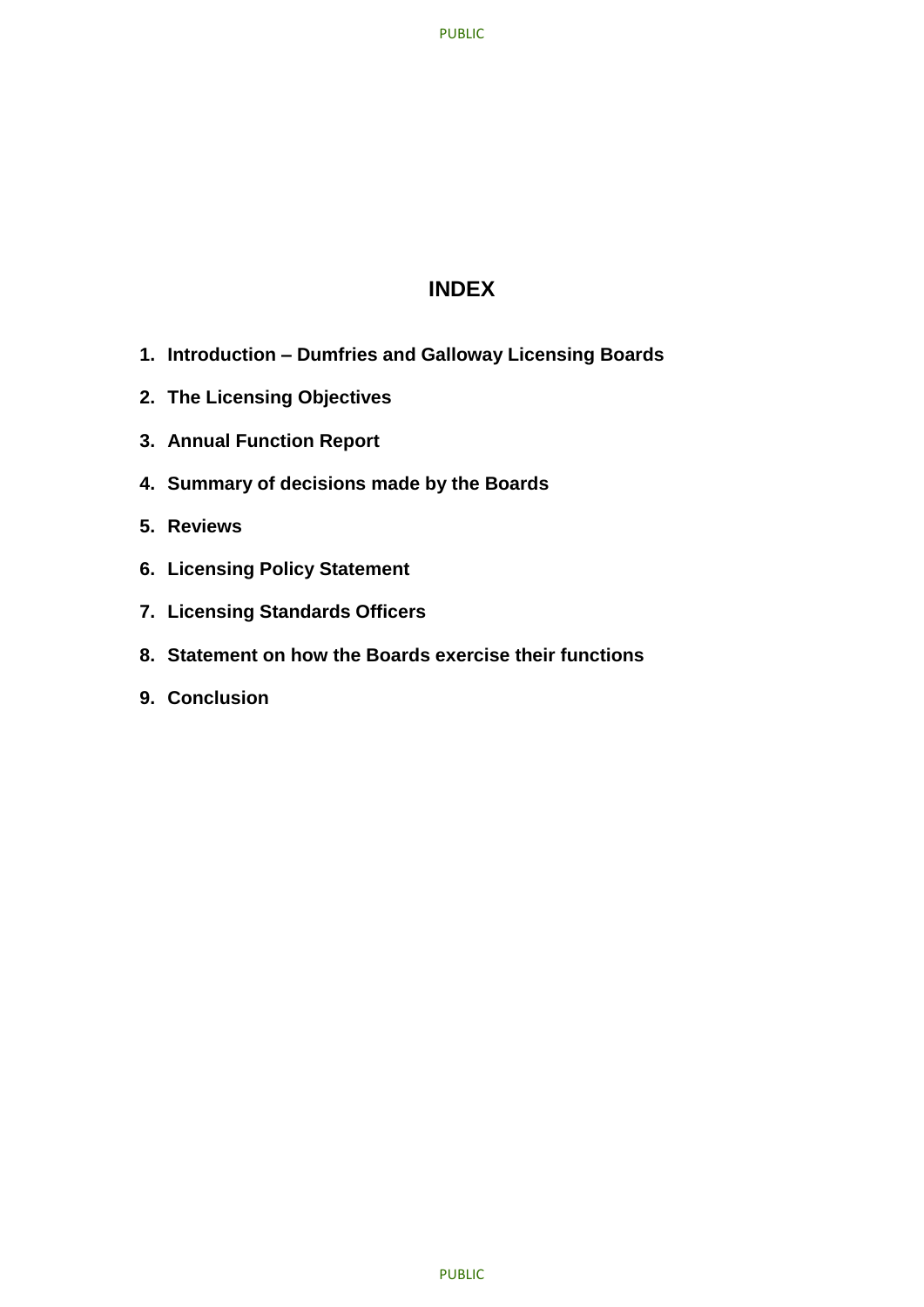# INDEX

1. **Introduction – Dumfries and Galloway Licensing Boards**
2. **The Licensing Objectives**
3. **Annual Function Report**
4. **Summary of decisions made by the Boards**
5. **Reviews**
6. **Licensing Policy Statement**
7. **Licensing Standards Officers**
8. **Statement on how the Boards exercise their functions**
9. **Conclusion**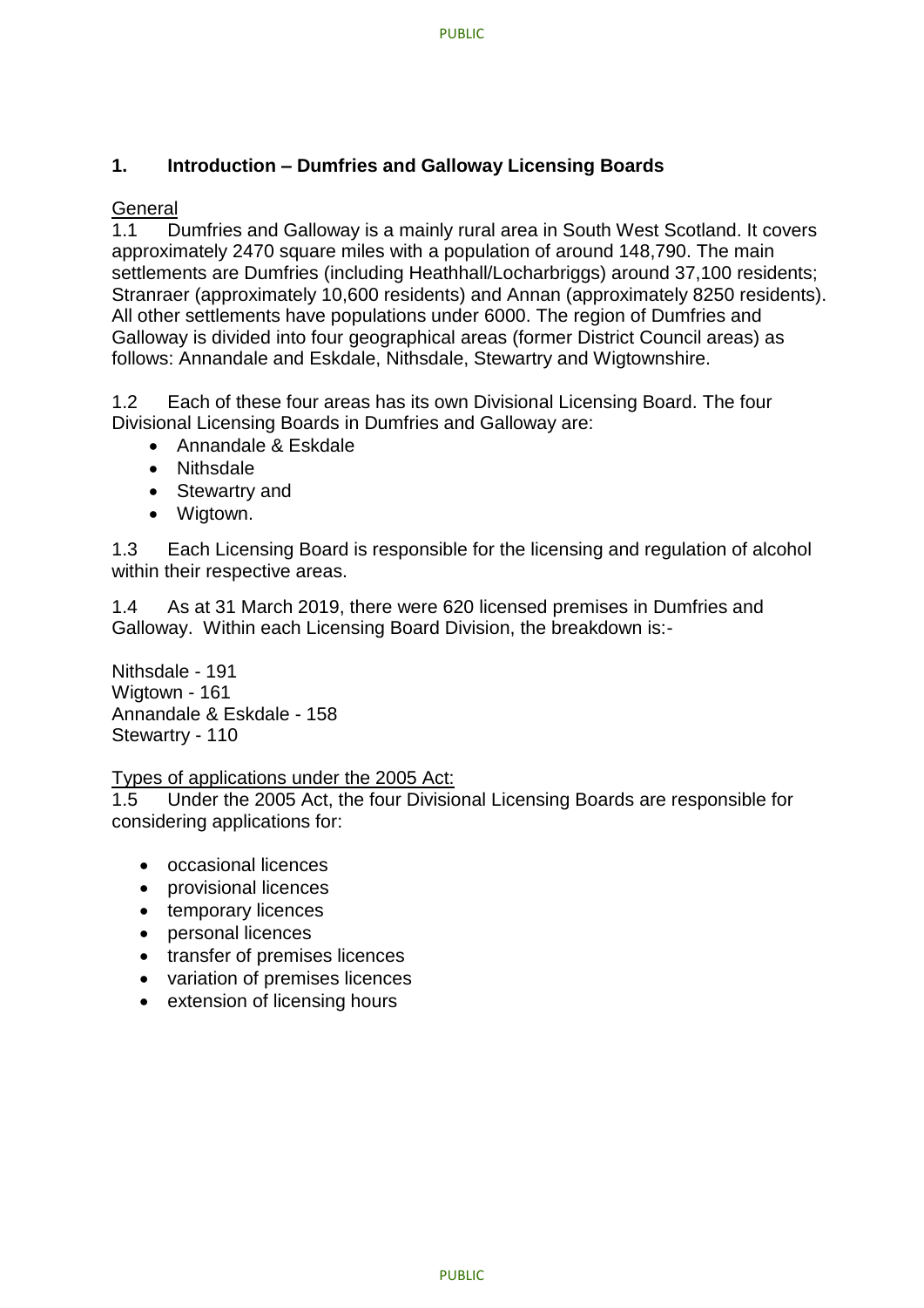## 1. Introduction – Dumfries and Galloway Licensing Boards

General

1.1 Dumfries and Galloway is a mainly rural area in South West Scotland. It covers approximately 2470 square miles with a population of around 148,790. The main settlements are Dumfries (including Heathhall/Locharbriggs) around 37,100 residents; Stranraer (approximately 10,600 residents) and Annan (approximately 8250 residents). All other settlements have populations under 6000. The region of Dumfries and Galloway is divided into four geographical areas (former District Council areas) as follows: Annandale and Eskdale, Nithsdale, Stewartry and Wigtownshire.

1.2 Each of these four areas has its own Divisional Licensing Board. The four Divisional Licensing Boards in Dumfries and Galloway are:

- Annandale & Eskdale
- Nithsdale
- Stewartry and
- Wigtown.

1.3 Each Licensing Board is responsible for the licensing and regulation of alcohol within their respective areas.

1.4 As at 31 March 2019, there were 620 licensed premises in Dumfries and Galloway. Within each Licensing Board Division, the breakdown is:-

Nithsdale - 191
Wigtown - 161
Annandale & Eskdale - 158
Stewartry - 110

Types of applications under the 2005 Act:

1.5 Under the 2005 Act, the four Divisional Licensing Boards are responsible for considering applications for:

- occasional licences
- provisional licences
- temporary licences
- personal licences
- transfer of premises licences
- variation of premises licences
- extension of licensing hours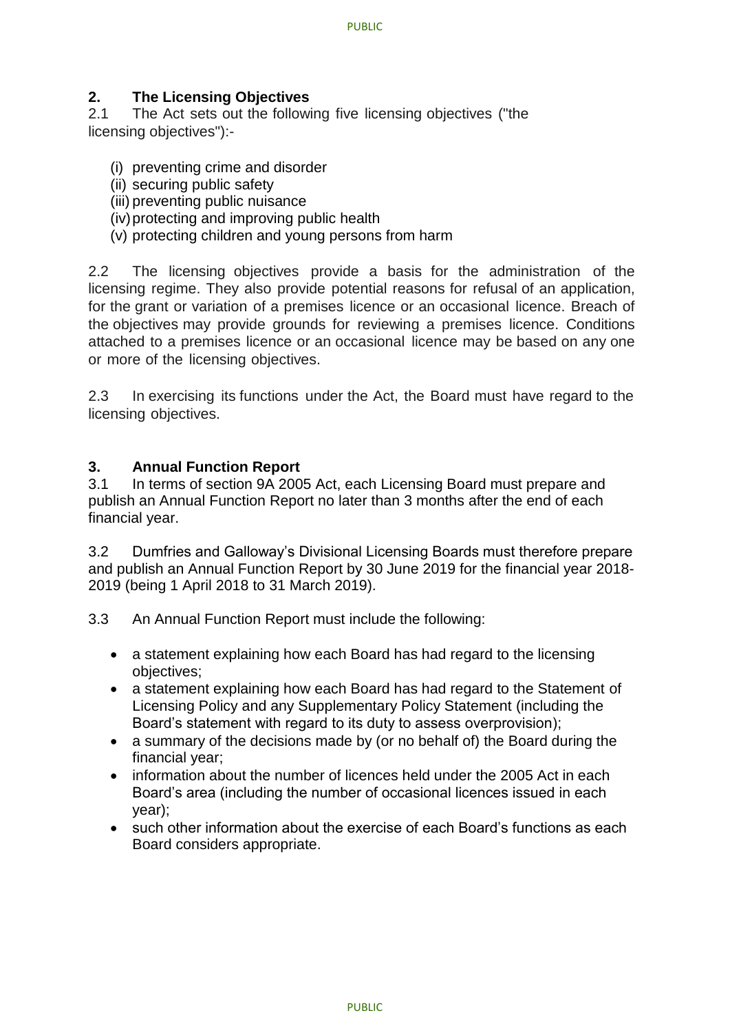## 2. The Licensing Objectives

2.1 The Act sets out the following five licensing objectives ("the licensing objectives"):-

(i) preventing crime and disorder
(ii) securing public safety
(iii) preventing public nuisance
(iv) protecting and improving public health
(v) protecting children and young persons from harm

2.2 The licensing objectives provide a basis for the administration of the licensing regime. They also provide potential reasons for refusal of an application, for the grant or variation of a premises licence or an occasional licence. Breach of the objectives may provide grounds for reviewing a premises licence. Conditions attached to a premises licence or an occasional licence may be based on any one or more of the licensing objectives.

2.3 In exercising its functions under the Act, the Board must have regard to the licensing objectives.

## 3. Annual Function Report

3.1 In terms of section 9A 2005 Act, each Licensing Board must prepare and publish an Annual Function Report no later than 3 months after the end of each financial year.

3.2 Dumfries and Galloway's Divisional Licensing Boards must therefore prepare and publish an Annual Function Report by 30 June 2019 for the financial year 2018-2019 (being 1 April 2018 to 31 March 2019).

3.3 An Annual Function Report must include the following:

- a statement explaining how each Board has had regard to the licensing objectives;
- a statement explaining how each Board has had regard to the Statement of Licensing Policy and any Supplementary Policy Statement (including the Board's statement with regard to its duty to assess overprovision);
- a summary of the decisions made by (or no behalf of) the Board during the financial year;
- information about the number of licences held under the 2005 Act in each Board's area (including the number of occasional licences issued in each year);
- such other information about the exercise of each Board's functions as each Board considers appropriate.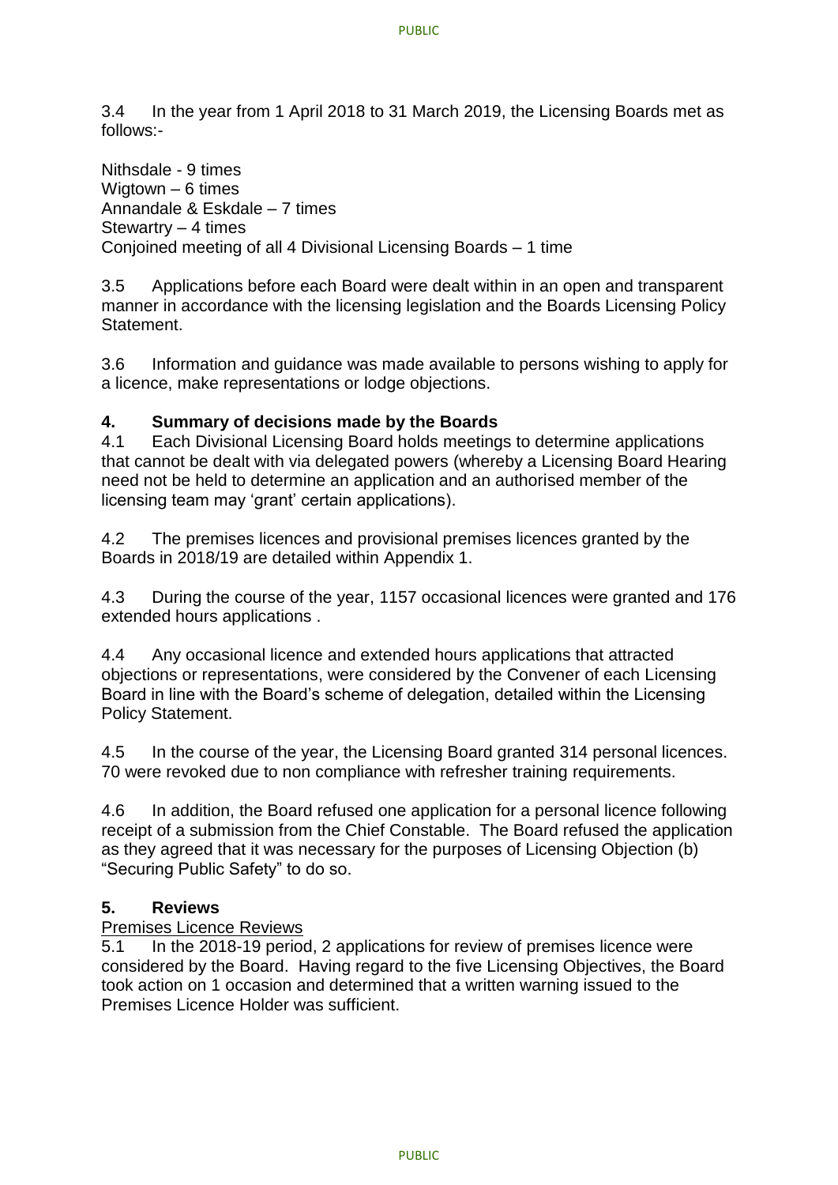3.4 In the year from 1 April 2018 to 31 March 2019, the Licensing Boards met as follows:-

Nithsdale - 9 times
Wigtown – 6 times
Annandale & Eskdale – 7 times
Stewartry – 4 times
Conjoined meeting of all 4 Divisional Licensing Boards – 1 time

3.5 Applications before each Board were dealt within in an open and transparent manner in accordance with the licensing legislation and the Boards Licensing Policy Statement.

3.6 Information and guidance was made available to persons wishing to apply for a licence, make representations or lodge objections.

## 4. Summary of decisions made by the Boards

4.1 Each Divisional Licensing Board holds meetings to determine applications that cannot be dealt with via delegated powers (whereby a Licensing Board Hearing need not be held to determine an application and an authorised member of the licensing team may 'grant' certain applications).

4.2 The premises licences and provisional premises licences granted by the Boards in 2018/19 are detailed within Appendix 1.

4.3 During the course of the year, 1157 occasional licences were granted and 176 extended hours applications .

4.4 Any occasional licence and extended hours applications that attracted objections or representations, were considered by the Convener of each Licensing Board in line with the Board's scheme of delegation, detailed within the Licensing Policy Statement.

4.5 In the course of the year, the Licensing Board granted 314 personal licences. 70 were revoked due to non compliance with refresher training requirements.

4.6 In addition, the Board refused one application for a personal licence following receipt of a submission from the Chief Constable. The Board refused the application as they agreed that it was necessary for the purposes of Licensing Objection (b) "Securing Public Safety" to do so.

## 5. Reviews

Premises Licence Reviews

5.1 In the 2018-19 period, 2 applications for review of premises licence were considered by the Board. Having regard to the five Licensing Objectives, the Board took action on 1 occasion and determined that a written warning issued to the Premises Licence Holder was sufficient.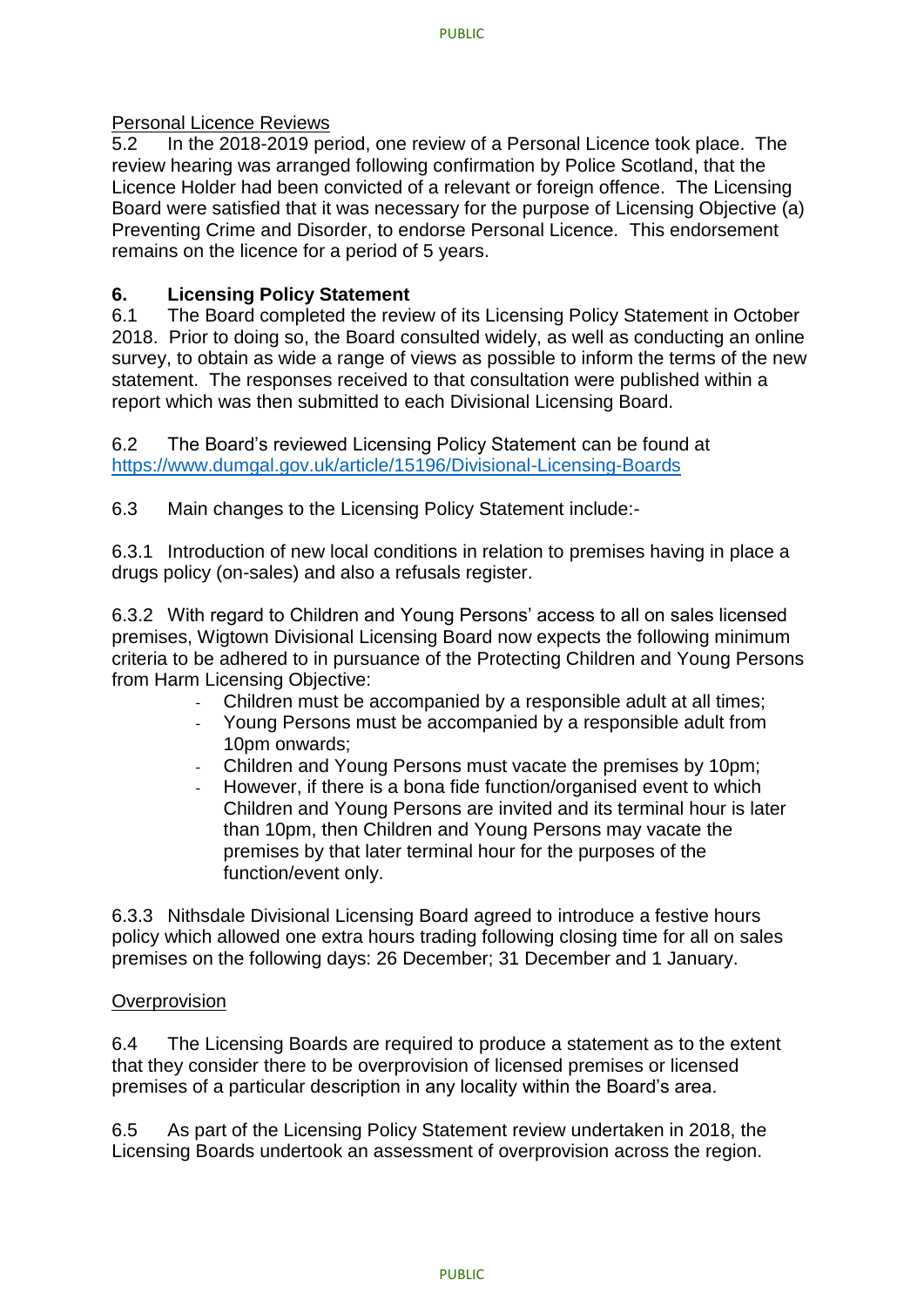Personal Licence Reviews

5.2 In the 2018-2019 period, one review of a Personal Licence took place. The review hearing was arranged following confirmation by Police Scotland, that the Licence Holder had been convicted of a relevant or foreign offence. The Licensing Board were satisfied that it was necessary for the purpose of Licensing Objective (a) Preventing Crime and Disorder, to endorse Personal Licence. This endorsement remains on the licence for a period of 5 years.

## 6. Licensing Policy Statement

6.1 The Board completed the review of its Licensing Policy Statement in October 2018. Prior to doing so, the Board consulted widely, as well as conducting an online survey, to obtain as wide a range of views as possible to inform the terms of the new statement. The responses received to that consultation were published within a report which was then submitted to each Divisional Licensing Board.

6.2 The Board's reviewed Licensing Policy Statement can be found at https://www.dumgal.gov.uk/article/15196/Divisional-Licensing-Boards

6.3 Main changes to the Licensing Policy Statement include:-

6.3.1 Introduction of new local conditions in relation to premises having in place a drugs policy (on-sales) and also a refusals register.

6.3.2 With regard to Children and Young Persons' access to all on sales licensed premises, Wigtown Divisional Licensing Board now expects the following minimum criteria to be adhered to in pursuance of the Protecting Children and Young Persons from Harm Licensing Objective:

- Children must be accompanied by a responsible adult at all times;
- Young Persons must be accompanied by a responsible adult from 10pm onwards;
- Children and Young Persons must vacate the premises by 10pm;
- However, if there is a bona fide function/organised event to which Children and Young Persons are invited and its terminal hour is later than 10pm, then Children and Young Persons may vacate the premises by that later terminal hour for the purposes of the function/event only.

6.3.3 Nithsdale Divisional Licensing Board agreed to introduce a festive hours policy which allowed one extra hours trading following closing time for all on sales premises on the following days: 26 December; 31 December and 1 January.

Overprovision

6.4 The Licensing Boards are required to produce a statement as to the extent that they consider there to be overprovision of licensed premises or licensed premises of a particular description in any locality within the Board's area.

6.5 As part of the Licensing Policy Statement review undertaken in 2018, the Licensing Boards undertook an assessment of overprovision across the region.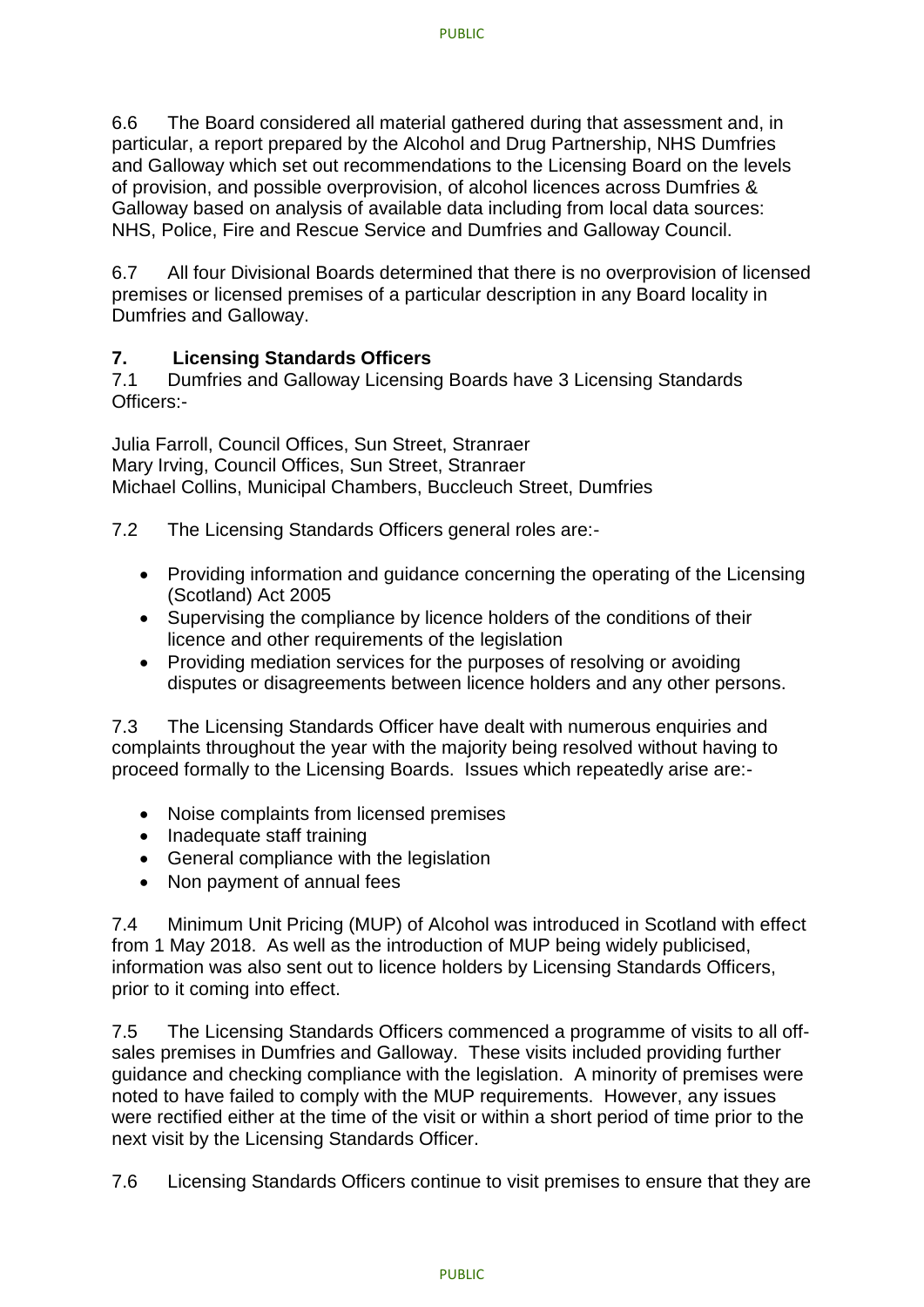6.6 The Board considered all material gathered during that assessment and, in particular, a report prepared by the Alcohol and Drug Partnership, NHS Dumfries and Galloway which set out recommendations to the Licensing Board on the levels of provision, and possible overprovision, of alcohol licences across Dumfries & Galloway based on analysis of available data including from local data sources: NHS, Police, Fire and Rescue Service and Dumfries and Galloway Council.

6.7 All four Divisional Boards determined that there is no overprovision of licensed premises or licensed premises of a particular description in any Board locality in Dumfries and Galloway.

## 7. Licensing Standards Officers

7.1 Dumfries and Galloway Licensing Boards have 3 Licensing Standards Officers:-

Julia Farroll, Council Offices, Sun Street, Stranraer
Mary Irving, Council Offices, Sun Street, Stranraer
Michael Collins, Municipal Chambers, Buccleuch Street, Dumfries

7.2 The Licensing Standards Officers general roles are:-

- Providing information and guidance concerning the operating of the Licensing (Scotland) Act 2005
- Supervising the compliance by licence holders of the conditions of their licence and other requirements of the legislation
- Providing mediation services for the purposes of resolving or avoiding disputes or disagreements between licence holders and any other persons.

7.3 The Licensing Standards Officer have dealt with numerous enquiries and complaints throughout the year with the majority being resolved without having to proceed formally to the Licensing Boards. Issues which repeatedly arise are:-

- Noise complaints from licensed premises
- Inadequate staff training
- General compliance with the legislation
- Non payment of annual fees

7.4 Minimum Unit Pricing (MUP) of Alcohol was introduced in Scotland with effect from 1 May 2018. As well as the introduction of MUP being widely publicised, information was also sent out to licence holders by Licensing Standards Officers, prior to it coming into effect.

7.5 The Licensing Standards Officers commenced a programme of visits to all off-sales premises in Dumfries and Galloway. These visits included providing further guidance and checking compliance with the legislation. A minority of premises were noted to have failed to comply with the MUP requirements. However, any issues were rectified either at the time of the visit or within a short period of time prior to the next visit by the Licensing Standards Officer.

7.6 Licensing Standards Officers continue to visit premises to ensure that they are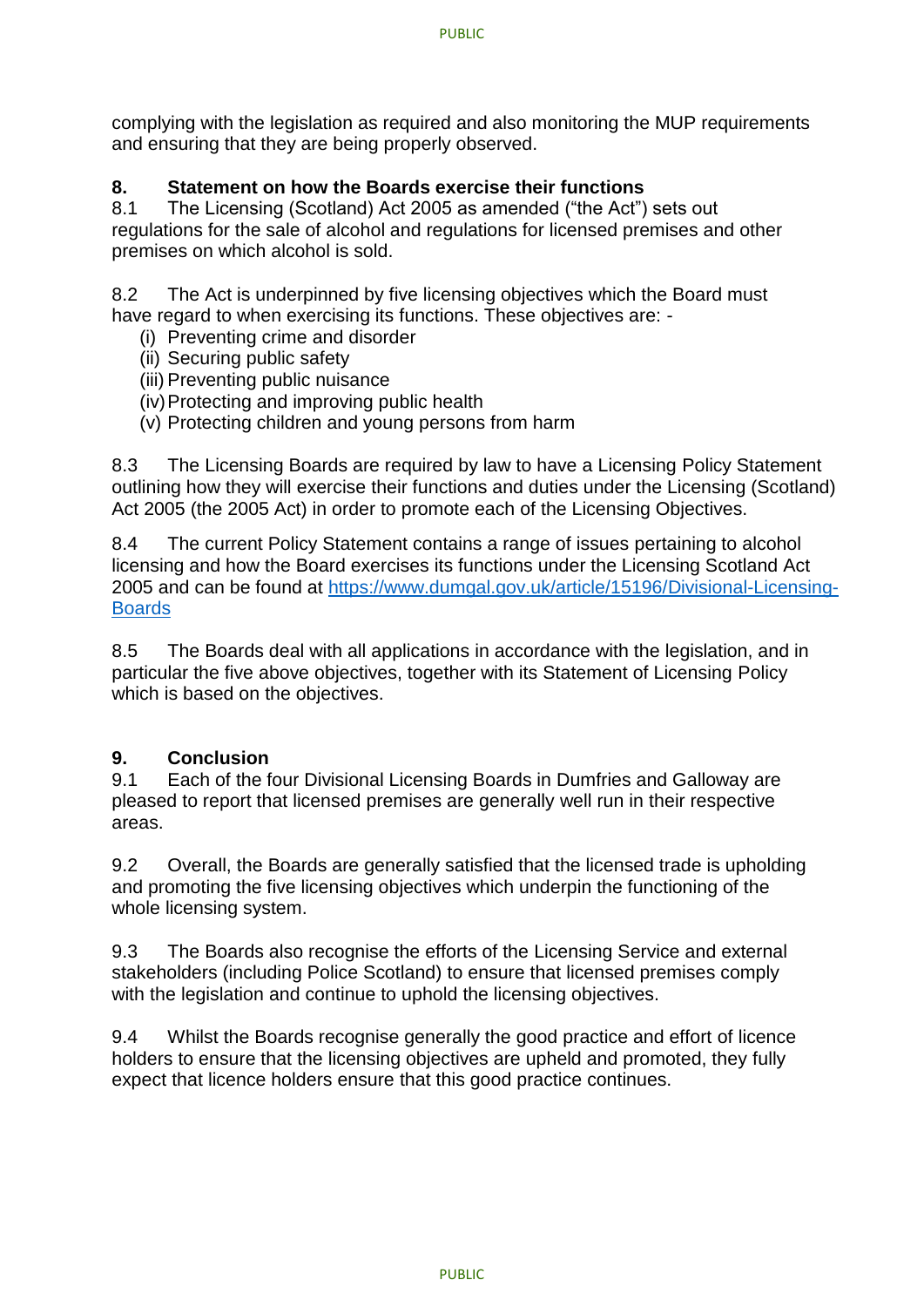complying with the legislation as required and also monitoring the MUP requirements and ensuring that they are being properly observed.

## 8. Statement on how the Boards exercise their functions

8.1 The Licensing (Scotland) Act 2005 as amended ("the Act") sets out regulations for the sale of alcohol and regulations for licensed premises and other premises on which alcohol is sold.

8.2 The Act is underpinned by five licensing objectives which the Board must have regard to when exercising its functions. These objectives are: -

- (i) Preventing crime and disorder
- (ii) Securing public safety
- (iii) Preventing public nuisance
- (iv) Protecting and improving public health
- (v) Protecting children and young persons from harm

8.3 The Licensing Boards are required by law to have a Licensing Policy Statement outlining how they will exercise their functions and duties under the Licensing (Scotland) Act 2005 (the 2005 Act) in order to promote each of the Licensing Objectives.

8.4 The current Policy Statement contains a range of issues pertaining to alcohol licensing and how the Board exercises its functions under the Licensing Scotland Act 2005 and can be found at [https://www.dumgal.gov.uk/article/15196/Divisional-Licensing-Boards](https://www.dumgal.gov.uk/article/15196/Divisional-Licensing-Boards)

8.5 The Boards deal with all applications in accordance with the legislation, and in particular the five above objectives, together with its Statement of Licensing Policy which is based on the objectives.

## 9. Conclusion

9.1 Each of the four Divisional Licensing Boards in Dumfries and Galloway are pleased to report that licensed premises are generally well run in their respective areas.

9.2 Overall, the Boards are generally satisfied that the licensed trade is upholding and promoting the five licensing objectives which underpin the functioning of the whole licensing system.

9.3 The Boards also recognise the efforts of the Licensing Service and external stakeholders (including Police Scotland) to ensure that licensed premises comply with the legislation and continue to uphold the licensing objectives.

9.4 Whilst the Boards recognise generally the good practice and effort of licence holders to ensure that the licensing objectives are upheld and promoted, they fully expect that licence holders ensure that this good practice continues.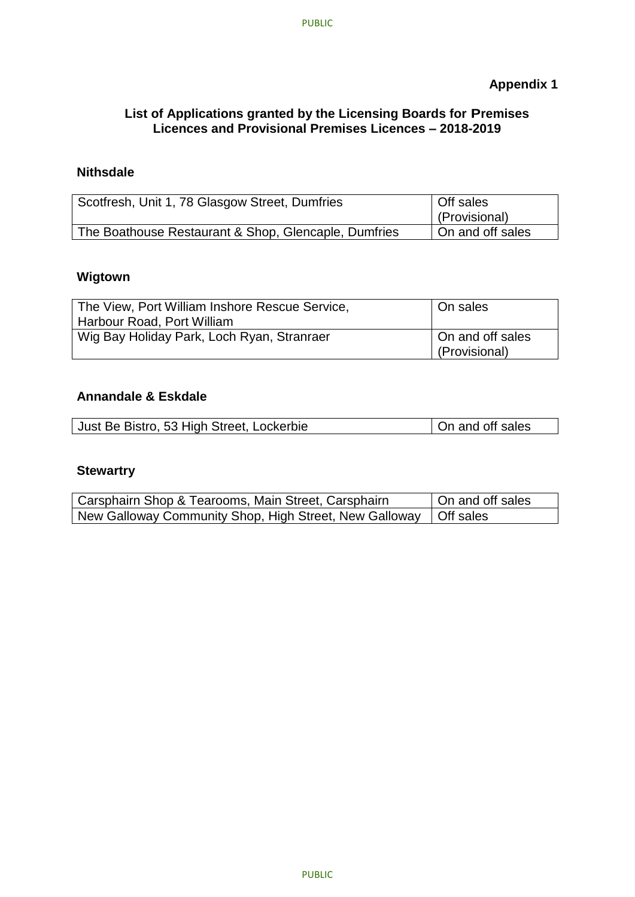**Appendix 1**

## List of Applications granted by the Licensing Boards for Premises Licences and Provisional Premises Licences – 2018-2019

### Nithsdale

| | |
|---|---|
| Scotfresh, Unit 1, 78 Glasgow Street, Dumfries | Off sales (Provisional) |
| The Boathouse Restaurant & Shop, Glencaple, Dumfries | On and off sales |

### Wigtown

| | |
|---|---|
| The View, Port William Inshore Rescue Service, Harbour Road, Port William | On sales |
| Wig Bay Holiday Park, Loch Ryan, Stranraer | On and off sales (Provisional) |

### Annandale & Eskdale

| | |
|---|---|
| Just Be Bistro, 53 High Street, Lockerbie | On and off sales |

### Stewartry

| | |
|---|---|
| Carsphairn Shop & Tearooms, Main Street, Carsphairn | On and off sales |
| New Galloway Community Shop, High Street, New Galloway | Off sales |